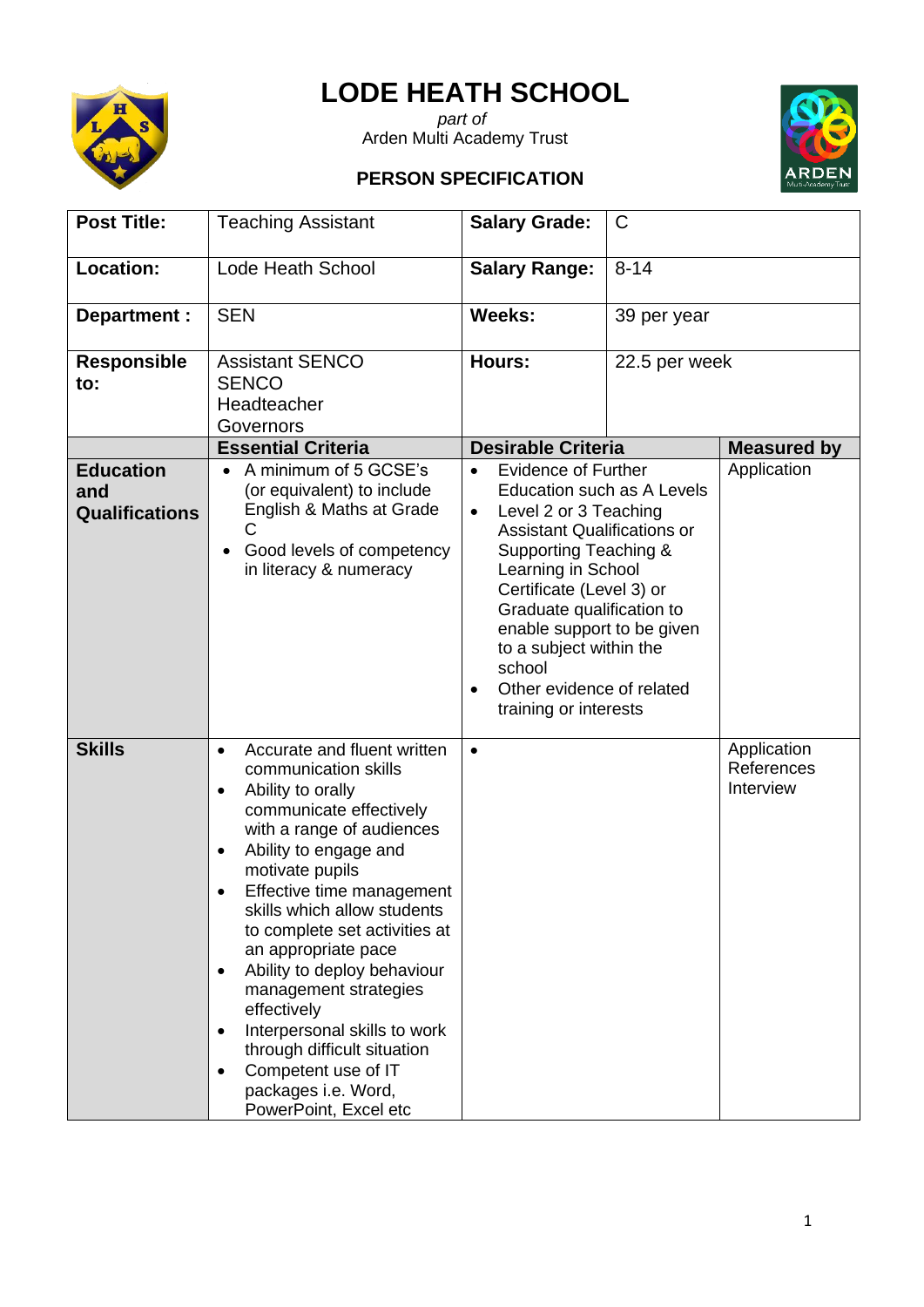# LODE HEATH SCHOOL

*part of*
Arden Multi Academy Trust

## PERSON SPECIFICATION

| **Post Title:** | Teaching Assistant | **Salary Grade:** | C | |
|---|---|---|---|---|
| **Location:** | Lode Heath School | **Salary Range:** | 8-14 | |
| **Department :** | SEN | **Weeks:** | 39 per year | |
| **Responsible to:** | Assistant SENCO<br>SENCO<br>Headteacher<br>Governors | **Hours:** | 22.5 per week | |
| | **Essential Criteria** | **Desirable Criteria** | | **Measured by** |
| **Education and Qualifications** | • A minimum of 5 GCSE's (or equivalent) to include English & Maths at Grade C<br>• Good levels of competency in literacy & numeracy | • Evidence of Further Education such as A Levels<br>• Level 2 or 3 Teaching Assistant Qualifications or Supporting Teaching & Learning in School Certificate (Level 3) or Graduate qualification to enable support to be given to a subject within the school<br>• Other evidence of related training or interests | | Application |
| **Skills** | • Accurate and fluent written communication skills<br>• Ability to orally communicate effectively with a range of audiences<br>• Ability to engage and motivate pupils<br>• Effective time management skills which allow students to complete set activities at an appropriate pace<br>• Ability to deploy behaviour management strategies effectively<br>• Interpersonal skills to work through difficult situation<br>• Competent use of IT packages i.e. Word, PowerPoint, Excel etc | • | | Application<br>References<br>Interview |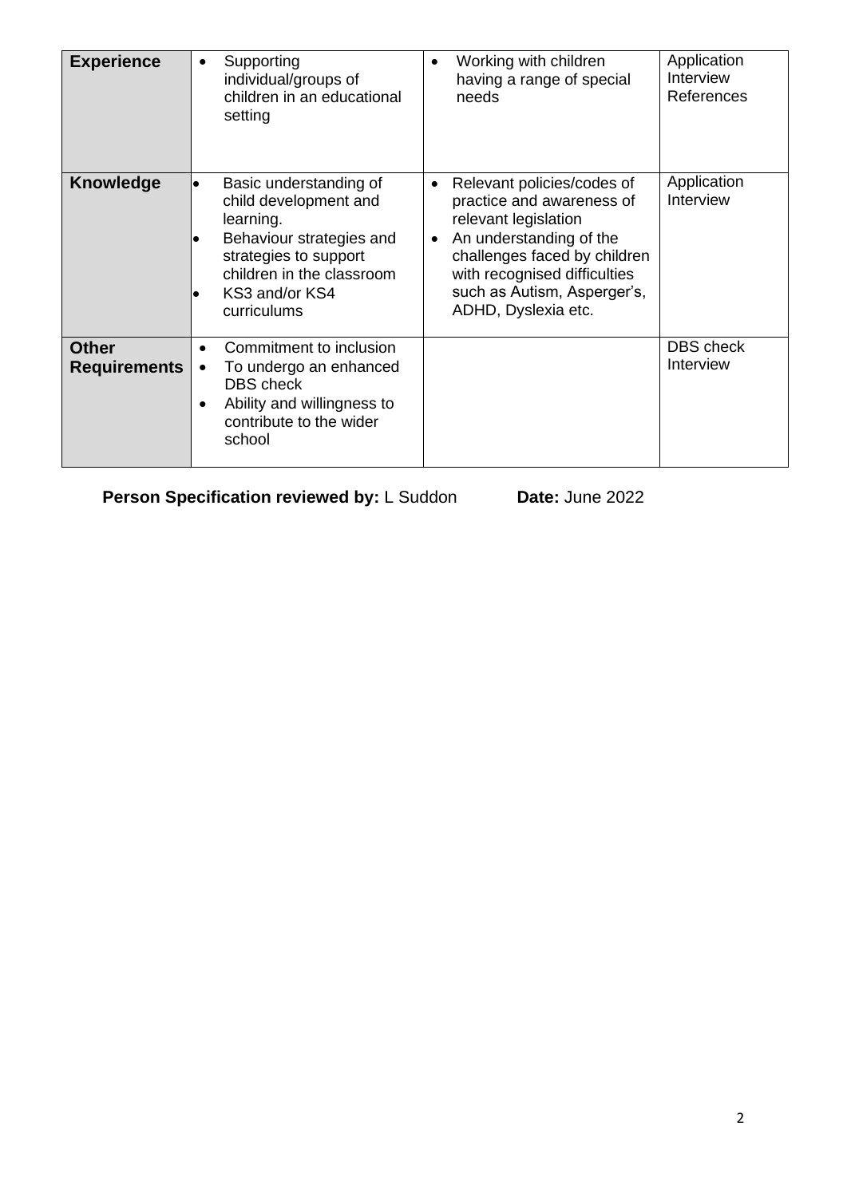| | | | |
|---|---|---|---|
| **Experience** | • Supporting individual/groups of children in an educational setting | • Working with children having a range of special needs | Application<br>Interview<br>References |
| **Knowledge** | • Basic understanding of child development and learning.<br>• Behaviour strategies and strategies to support children in the classroom<br>• KS3 and/or KS4 curriculums | • Relevant policies/codes of practice and awareness of relevant legislation<br>• An understanding of the challenges faced by children with recognised difficulties such as Autism, Asperger's, ADHD, Dyslexia etc. | Application<br>Interview |
| **Other Requirements** | • Commitment to inclusion<br>• To undergo an enhanced DBS check<br>• Ability and willingness to contribute to the wider school | | DBS check<br>Interview |

**Person Specification reviewed by:** L Suddon **Date:** June 2022